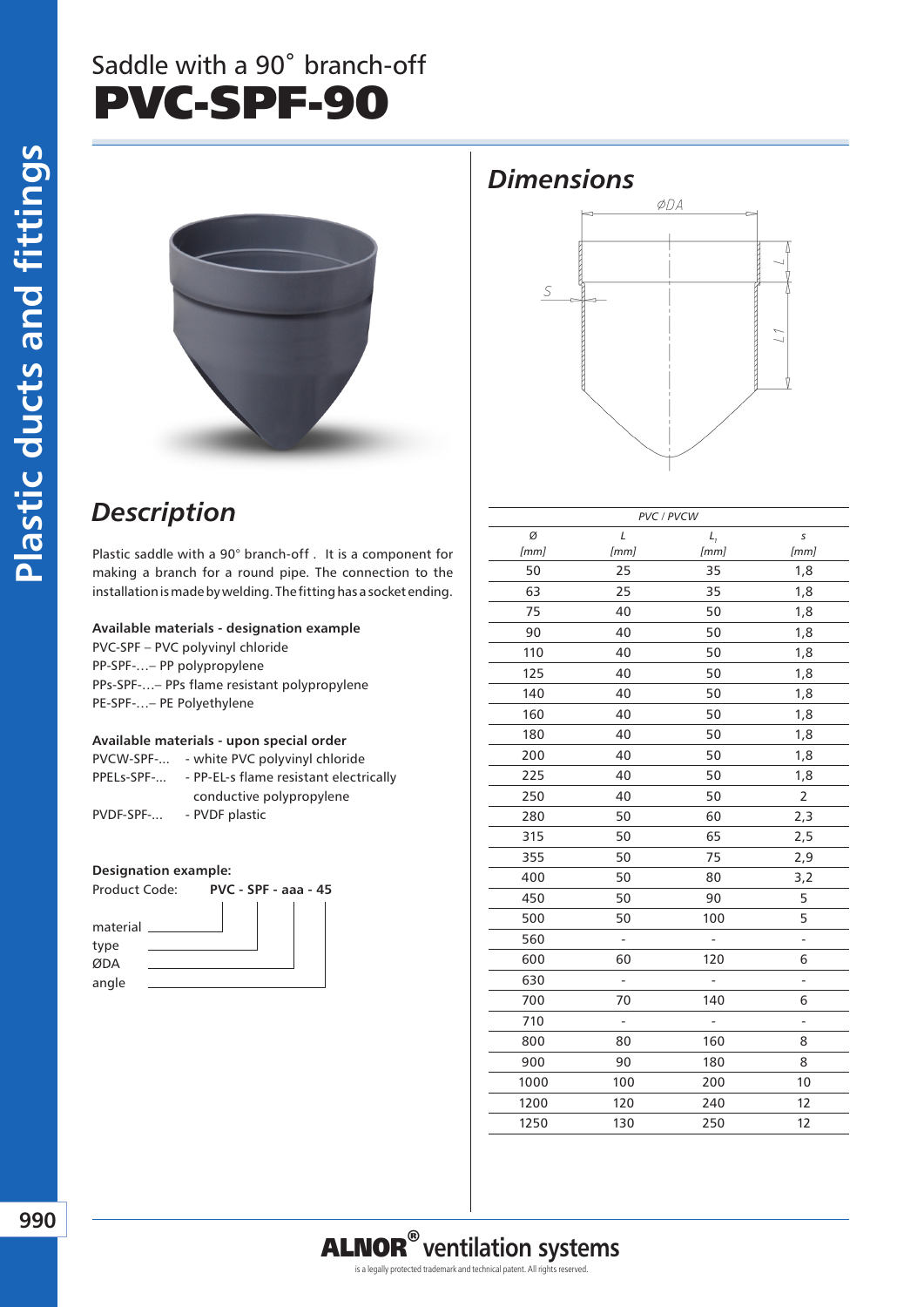# Saddle with a 90˚ branch-off
# PVC-SPF-90

## Description

Plastic saddle with a 90° branch-off . It is a component for making a branch for a round pipe. The connection to the installation is made by welding. The fitting has a socket ending.

**Available materials - designation example**

PVC-SPF – PVC polyvinyl chloride
PP-SPF-…– PP polypropylene
PPs-SPF-…– PPs flame resistant polypropylene
PE-SPF-…– PE Polyethylene

**Available materials - upon special order**

PVCW-SPF-... - white PVC polyvinyl chloride
PPELs-SPF-... - PP-EL-s flame resistant electrically conductive polypropylene
PVDF-SPF-... - PVDF plastic

**Designation example:**

Product Code: **PVC - SPF - aaa - 45**

material
type
ØDA
angle

## Dimensions

| PVC / PVCW | | | |
|---|---|---|---|
| Ø [mm] | L [mm] | $L_1$ [mm] | s [mm] |
| 50 | 25 | 35 | 1,8 |
| 63 | 25 | 35 | 1,8 |
| 75 | 40 | 50 | 1,8 |
| 90 | 40 | 50 | 1,8 |
| 110 | 40 | 50 | 1,8 |
| 125 | 40 | 50 | 1,8 |
| 140 | 40 | 50 | 1,8 |
| 160 | 40 | 50 | 1,8 |
| 180 | 40 | 50 | 1,8 |
| 200 | 40 | 50 | 1,8 |
| 225 | 40 | 50 | 1,8 |
| 250 | 40 | 50 | 2 |
| 280 | 50 | 60 | 2,3 |
| 315 | 50 | 65 | 2,5 |
| 355 | 50 | 75 | 2,9 |
| 400 | 50 | 80 | 3,2 |
| 450 | 50 | 90 | 5 |
| 500 | 50 | 100 | 5 |
| 560 | - | - | - |
| 600 | 60 | 120 | 6 |
| 630 | - | - | - |
| 700 | 70 | 140 | 6 |
| 710 | - | - | - |
| 800 | 80 | 160 | 8 |
| 900 | 90 | 180 | 8 |
| 1000 | 100 | 200 | 10 |
| 1200 | 120 | 240 | 12 |
| 1250 | 130 | 250 | 12 |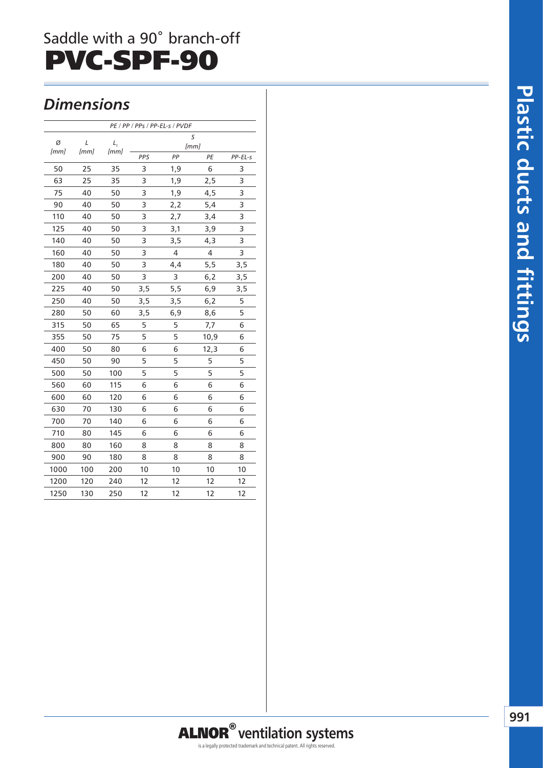# Saddle with a 90˚ branch-off

# PVC-SPF-90

## *Dimensions*

| PE / PP / PPs / PP-EL-s / PVDF | | | | | | |
|---|---|---|---|---|---|---|
| Ø [mm] | L [mm] | $L_1$ [mm] | S [mm] | | | |
| | | | PPS | PP | PE | PP-EL-s |
| 50 | 25 | 35 | 3 | 1,9 | 6 | 3 |
| 63 | 25 | 35 | 3 | 1,9 | 2,5 | 3 |
| 75 | 40 | 50 | 3 | 1,9 | 4,5 | 3 |
| 90 | 40 | 50 | 3 | 2,2 | 5,4 | 3 |
| 110 | 40 | 50 | 3 | 2,7 | 3,4 | 3 |
| 125 | 40 | 50 | 3 | 3,1 | 3,9 | 3 |
| 140 | 40 | 50 | 3 | 3,5 | 4,3 | 3 |
| 160 | 40 | 50 | 3 | 4 | 4 | 3 |
| 180 | 40 | 50 | 3 | 4,4 | 5,5 | 3,5 |
| 200 | 40 | 50 | 3 | 3 | 6,2 | 3,5 |
| 225 | 40 | 50 | 3,5 | 5,5 | 6,9 | 3,5 |
| 250 | 40 | 50 | 3,5 | 3,5 | 6,2 | 5 |
| 280 | 50 | 60 | 3,5 | 6,9 | 8,6 | 5 |
| 315 | 50 | 65 | 5 | 5 | 7,7 | 6 |
| 355 | 50 | 75 | 5 | 5 | 10,9 | 6 |
| 400 | 50 | 80 | 6 | 6 | 12,3 | 6 |
| 450 | 50 | 90 | 5 | 5 | 5 | 5 |
| 500 | 50 | 100 | 5 | 5 | 5 | 5 |
| 560 | 60 | 115 | 6 | 6 | 6 | 6 |
| 600 | 60 | 120 | 6 | 6 | 6 | 6 |
| 630 | 70 | 130 | 6 | 6 | 6 | 6 |
| 700 | 70 | 140 | 6 | 6 | 6 | 6 |
| 710 | 80 | 145 | 6 | 6 | 6 | 6 |
| 800 | 80 | 160 | 8 | 8 | 8 | 8 |
| 900 | 90 | 180 | 8 | 8 | 8 | 8 |
| 1000 | 100 | 200 | 10 | 10 | 10 | 10 |
| 1200 | 120 | 240 | 12 | 12 | 12 | 12 |
| 1250 | 130 | 250 | 12 | 12 | 12 | 12 |

Plastic ducts and fittings

**ALNOR®** ventilation systems
is a legally protected trademark and technical patent. All rights reserved.